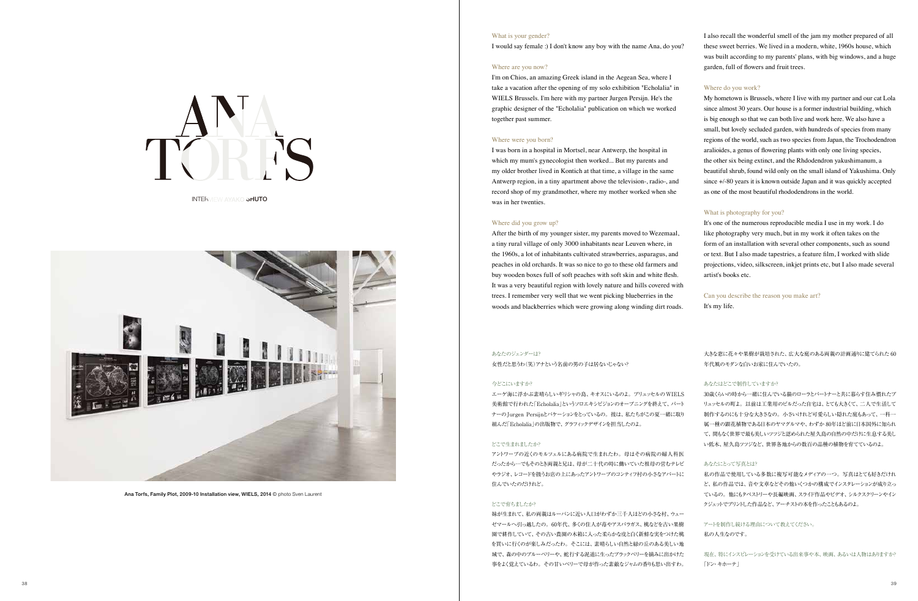# ANA TORFS

INTERVIEW AYAKO SHUTO

Ana Torfs, Family Plot, 2009-10 Installation view, WIELS, 2014 © photo Sven Laurent

What is your gender?

I would say female :) I don't know any boy with the name Ana, do you?

Where are you now?

I'm on Chios, an amazing Greek island in the Aegean Sea, where I take a vacation after the opening of my solo exhibition "Echolalia" in WIELS Brussels. I'm here with my partner Jurgen Persijn. He's the graphic designer of the "Echolalia" publication on which we worked together past summer.

Where were you born?

I was born in a hospital in Mortsel, near Antwerp, the hospital in which my mum's gynecologist then worked... But my parents and my older brother lived in Kontich at that time, a village in the same Antwerp region, in a tiny apartment above the television-, radio-, and record shop of my grandmother, where my mother worked when she was in her twenties.

Where did you grow up?

After the birth of my younger sister, my parents moved to Wezemaal, a tiny rural village of only 3000 inhabitants near Leuven where, in the 1960s, a lot of inhabitants cultivated strawberries, asparagus, and peaches in old orchards. It was so nice to go to these old farmers and buy wooden boxes full of soft peaches with soft skin and white flesh. It was a very beautiful region with lovely nature and hills covered with trees. I remember very well that we went picking blueberries in the woods and blackberries which were growing along winding dirt roads. I also recall the wonderful smell of the jam my mother prepared of all these sweet berries. We lived in a modern, white, 1960s house, which was built according to my parents' plans, with big windows, and a huge garden, full of flowers and fruit trees.

Where do you work?

My hometown is Brussels, where I live with my partner and our cat Lola since almost 30 years. Our house is a former industrial building, which is big enough so that we can both live and work here. We also have a small, but lovely secluded garden, with hundreds of species from many regions of the world, such as two species from Japan, the Trochodendron aralioides, a genus of flowering plants with only one living species, the other six being extinct, and the Rhododendron yakushimanum, a beautiful shrub, found wild only on the small island of Yakushima. Only since +/-80 years it is known outside Japan and it was quickly accepted as one of the most beautiful rhododendrons in the world.

What is photography for you?

It's one of the numerous reproducible media I use in my work. I do like photography very much, but in my work it often takes on the form of an installation with several other components, such as sound or text. But I also made tapestries, a feature film, I worked with slide projections, video, silkscreen, inkjet prints etc, but I also made several artist's books etc.

Can you describe the reason you make art?

It's my life.

あなたのジェンダーは?

女性だと思うわ(笑)アナという名前の男の子は居ないじゃない?

今どこにいますか?

エーゲ海に浮かぶ素晴らしいギリシャの島、キオスにいるのよ。ブリュッセルのWIELS美術館で行われた「Echolalia」というソロエキシビジョンのオープニングを終えて、パートナーのJurgen Persijnとバケーションをとっているの。彼は、私たちがこの夏一緒に取り組んだ「Echolalia」の出版物で、グラフィックデザインを担当したのよ。

どこで生まれましたか?

アントワープの近くのモルツェルにある病院で生まれたわ。母がその病院の婦人科医だったから…でもそのとき両親と兄は、母が二十代の時に働いていた祖母の営むテレビやラジオ、レコードを扱うお店の上にあったアントワープのコンティフ村の小さなアパートに住んでいたのだけれど。

どこで育ちましたか?

妹が生まれて、私の両親はルーバンに近い人口がわずか三千人ほどの小さな村、ウェーゼマールへ引っ越したの。60年代、多くの住人が苺やアスパラガス、桃などを古い果樹園で耕作していて、その古い農園の木箱に入った柔らかな皮と白く新鮮な実をつけた桃を買いに行くのが楽しみだったわ。そこには、素晴らしい自然と緑の丘のある美しい地域で、森の中のブルーベリーや、蛇行する泥道に生ったブラックベリーを摘みに出かけた事をよく覚えているわ。その甘いベリーで母が作った素敵なジャムの香りも思い出すわ。大きな窓に花々や果樹が栽培された、広大な庭のある両親の計画通りに建てられた60年代風のモダンな白いお家に住んでいたの。

あなたはどこで制作していますか?

30歳くらいの時から一緒に住んでいる猫のローラとパートナーと共に暮らす住み慣れたブリュッセルの町よ。以前は工業用のビルだった自宅は、とても大きくて、二人で生活して制作するのにも十分な大きさなの。小さいけれど可愛らしい隠れた庭もあって、一科一属一種の顕花植物である日本のヤマグルマや、わずか80年ほど前に日本国外に知られて、間もなく世界で最も美しいツツジと認められた屋久島の自然の中だけに生息する美しい低木、屋久島ツツジなど、世界各地からの数百の品種の植物を育てているのよ。

あなたにとって写真とは?

私の作品で使用している多数に複写可能なメディアの一つ。写真はとても好きだけれど、私の作品では、音や文章などその他いくつかの構成でインスタレーションが成り立っているの。他にもタペストリーや長編映画、スライド作品やビデオ、シルクスクリーンやインクジェットでプリントした作品など、アーチストの本を作ったこともあるのよ。

アートを制作し続ける理由について教えてください。

私の人生なのです。

現在、特にインスピレーションを受けている出来事や本、映画、あるいは人物はありますか?

「ドン・キホーテ」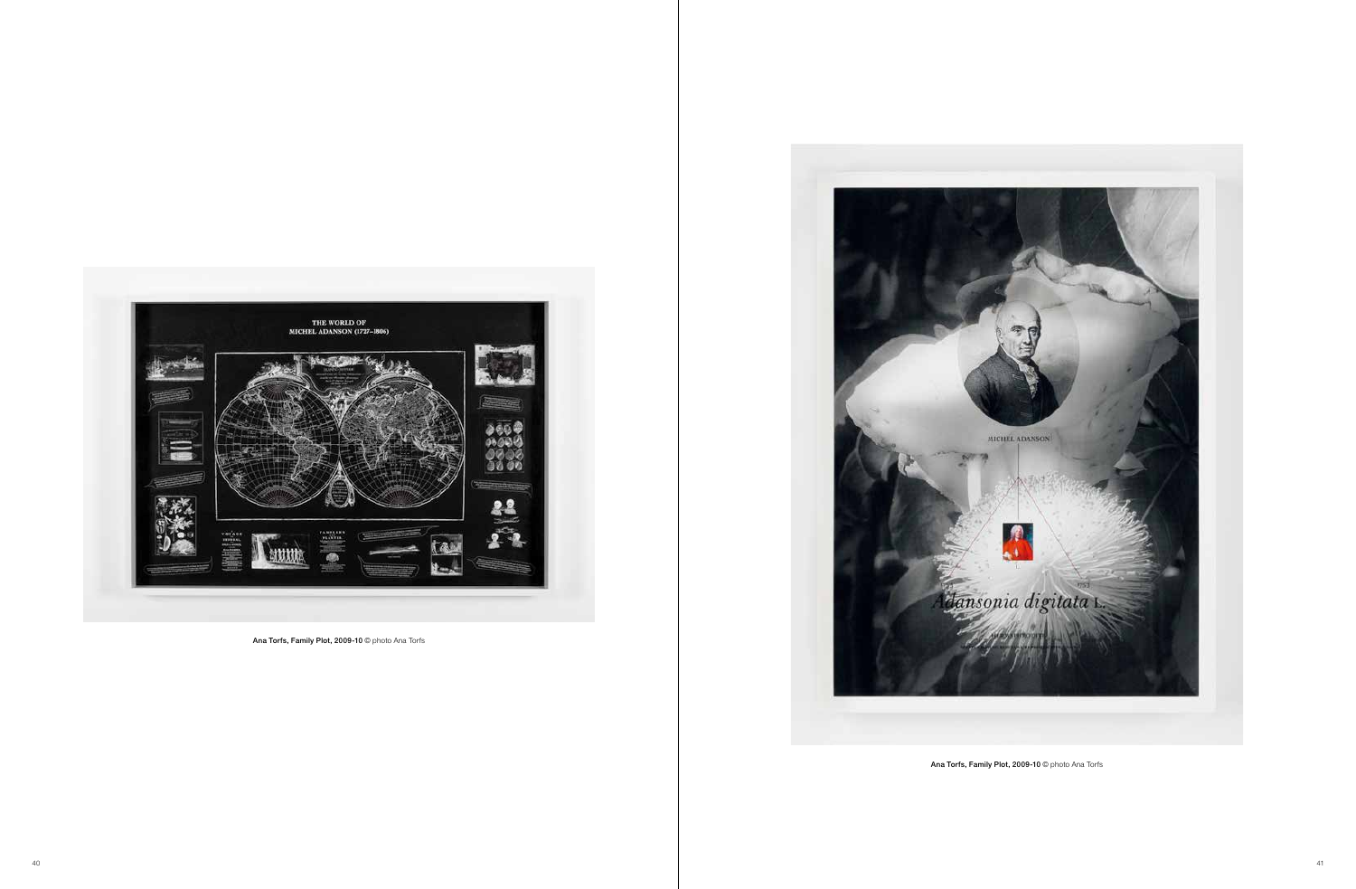**Ana Torfs, Family Plot, 2009-10** © photo Ana Torfs

**Ana Torfs, Family Plot, 2009-10** © photo Ana Torfs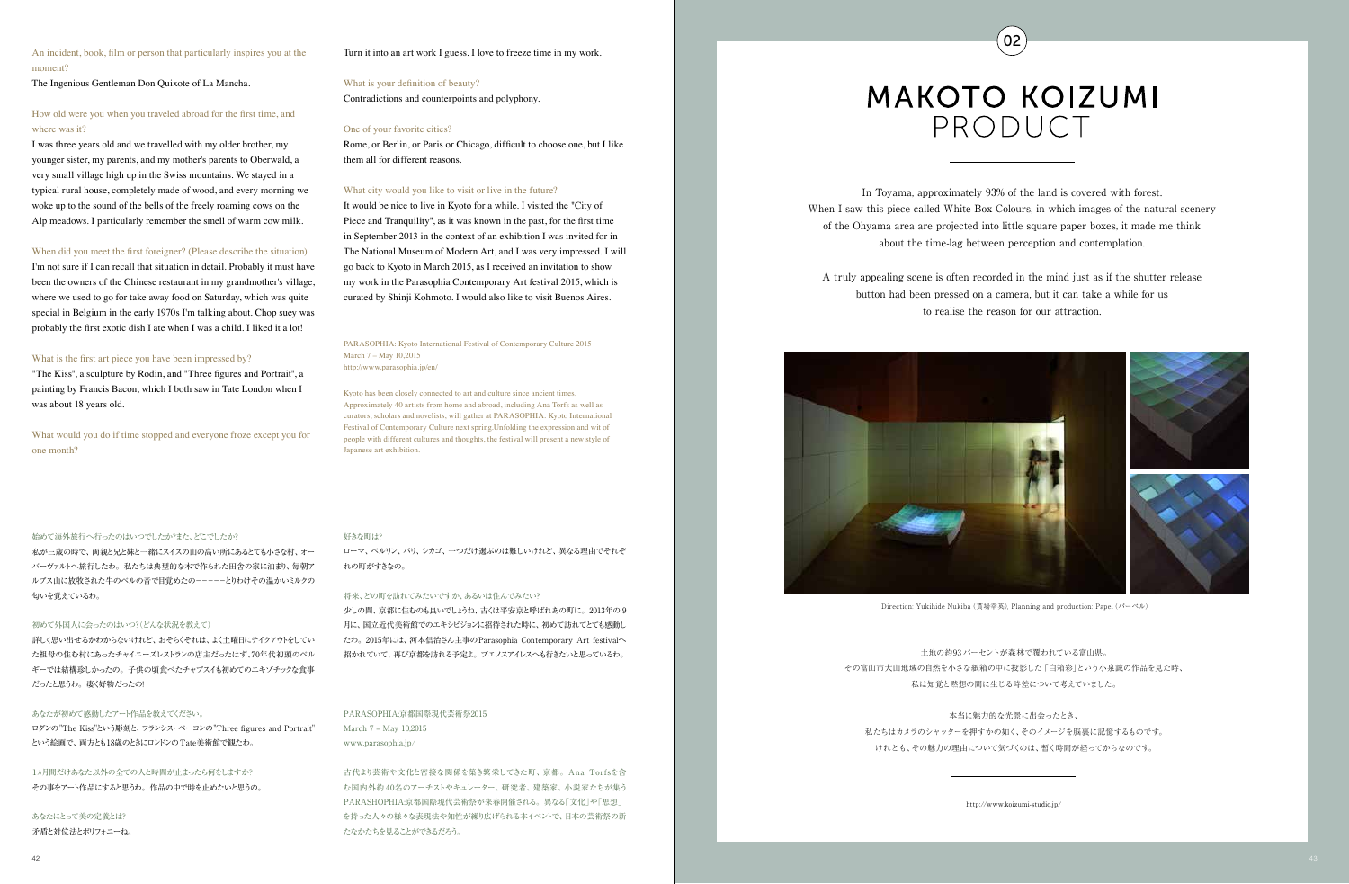An incident, book, film or person that particularly inspires you at the moment?

The Ingenious Gentleman Don Quixote of La Mancha.

How old were you when you traveled abroad for the first time, and where was it?

I was three years old and we travelled with my older brother, my younger sister, my parents, and my mother's parents to Oberwald, a very small village high up in the Swiss mountains. We stayed in a typical rural house, completely made of wood, and every morning we woke up to the sound of the bells of the freely roaming cows on the Alp meadows. I particularly remember the smell of warm cow milk.

When did you meet the first foreigner? (Please describe the situation)

I'm not sure if I can recall that situation in detail. Probably it must have been the owners of the Chinese restaurant in my grandmother's village, where we used to go for take away food on Saturday, which was quite special in Belgium in the early 1970s I'm talking about. Chop suey was probably the first exotic dish I ate when I was a child. I liked it a lot!

What is the first art piece you have been impressed by?

"The Kiss", a sculpture by Rodin, and "Three figures and Portrait", a painting by Francis Bacon, which I both saw in Tate London when I was about 18 years old.

What would you do if time stopped and everyone froze except you for one month?

Turn it into an art work I guess. I love to freeze time in my work.

What is your definition of beauty?

Contradictions and counterpoints and polyphony.

One of your favorite cities?

Rome, or Berlin, or Paris or Chicago, difficult to choose one, but I like them all for different reasons.

What city would you like to visit or live in the future?

It would be nice to live in Kyoto for a while. I visited the "City of Piece and Tranquility", as it was known in the past, for the first time in September 2013 in the context of an exhibition I was invited for in The National Museum of Modern Art, and I was very impressed. I will go back to Kyoto in March 2015, as I received an invitation to show my work in the Parasophia Contemporary Art festival 2015, which is curated by Shinji Kohmoto. I would also like to visit Buenos Aires.

PARASOPHIA: Kyoto International Festival of Contemporary Culture 2015
March 7 – May 10,2015
http://www.parasophia.jp/en/

Kyoto has been closely connected to art and culture since ancient times. Approximately 40 artists from home and abroad, including Ana Torfs as well as curators, scholars and novelists, will gather at PARASOPHIA: Kyoto International Festival of Contemporary Culture next spring.Unfolding the expression and wit of people with different cultures and thoughts, the festival will present a new style of Japanese art exhibition.

始めて海外旅行へ行ったのはいつでしたか?また、どこでしたか?

私が三歳の時で、両親と兄と妹と一緒にスイスの山の高い所にあるとても小さな村、オーバーヴァルトへ旅行したわ。私たちは典型的な木で作られた田舎の家に泊まり、毎朝アルプス山に放牧された牛のベルの音で目覚めたの−−−−−とりわけその温かいミルクの匂いを覚えているわ。

初めて外国人に会ったのはいつ?(どんな状況を教えて)

詳しく思い出せるかわからないけれど、おそらくそれは、よく土曜日にテイクアウトをしていた祖母の住む村にあったチャイニーズレストランの店主だったはずね、70年代初頭のベルギーでは結構珍しかったの。子供の頃食べたチャプスイも初めてのエキゾチックな食事だったと思うわ。凄く好物だったの!

あなたが初めて感動したアート作品を教えてください。

ロダンの"The Kiss"という彫刻と、フランシス・ベーコンの"Three figures and Portrait"という絵画で、両方とも18歳のときにロンドンのTate美術館で観たわ。

1ヵ月間だけあなた以外の全ての人と時間が止まったら何をしますか?

その事をアート作品にすると思うわ。作品の中で時を止めたいと思うの。

あなたにとって美の定義とは?

矛盾と対位法とポリフォニーね。

好きな町は?

ローマ、ベルリン、パリ、シカゴ、一つだけ選ぶのは難しいけれど、異なる理由でそれぞれの町が好きなの。

将来、どの町を訪れてみたいですか、あるいは住んでみたい?

少しの間、京都に住むのも良いでしょうね、古くは平安京と呼ばれあの町に。2013年の9月に、国立近代美術館でのエキシビジョンに招待された時に、初めて訪れてとても感動したわ。2015年には、河本信治さん主事のParasophia Contemporary Art festivalへ招かれていて、再び京都を訪れる予定よ。ブエノスアイレスへも行きたいと思っているわ。

PARASOPHIA:京都国際現代芸術祭2015
March 7 – May 10,2015
www.parasophia.jp/

古代より芸術や文化と密接な関係を築き繁栄してきた町、京都。Ana Torfsを含む国内外約40名のアーティストやキュレーター、研究者、建築家、小説家たちが集うPARASHOPHIA:京都国際現代芸術祭が来春開催される。異なる「文化」や「思想」を持った人々の様々な表現法や知性が繰り広げられる本イベントで、日本の芸術祭の新たなかたちを見ることができるだろう。

02

# MAKOTO KOIZUMI
## PRODUCT

In Toyama, approximately 93% of the land is covered with forest. When I saw this piece called White Box Colours, in which images of the natural scenery of the Ohyama area are projected into little square paper boxes, it made me think about the time-lag between perception and contemplation.

A truly appealing scene is often recorded in the mind just as if the shutter release button had been pressed on a camera, but it can take a while for us to realise the reason for our attraction.

Direction: Yukihide Nukiba (貫場幸英), Planning and production: Papel (パーペル)

土地の約93パーセントが森林で覆われている富山県。
その富山市大山地域の自然を小さな紙箱の中に投影した「白箱彩」という小泉誠の作品を見た時、
私は知覚と熟想の間に生じる時差について考えていました。

本当に魅力的な光景に出会ったとき、
私たちはカメラのシャッターを押すかの如く、そのイメージを脳裏に記憶するものです。
けれども、その魅力の理由について気づくのは、暫く時間が経ってからなのです。

http://www.koizumi-studio.jp/